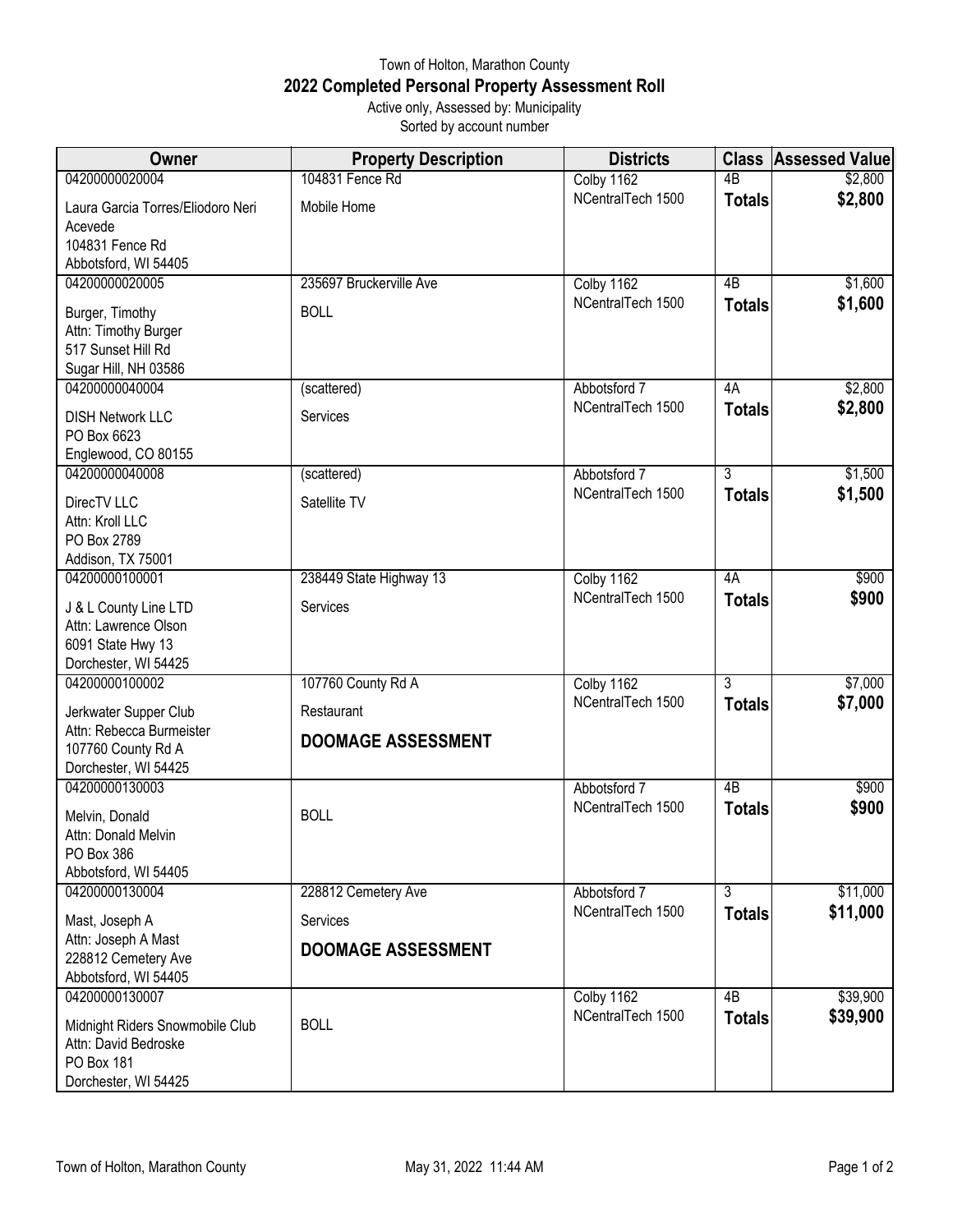Town of Holton, Marathon County

# 2022 Completed Personal Property Assessment Roll

Active only, Assessed by: Municipality

Sorted by account number

| Owner | Property Description | Districts | Class | Assessed Value |
|---|---|---|---|---|
| 04200000020004<br>Laura Garcia Torres/Eliodoro Neri Acevede<br>104831 Fence Rd<br>Abbotsford, WI 54405 | 104831 Fence Rd<br>Mobile Home | Colby 1162<br>NCentralTech 1500 | 4B<br>**Totals** | $2,800<br>**$2,800** |
| 04200000020005<br>Burger, Timothy<br>Attn: Timothy Burger<br>517 Sunset Hill Rd<br>Sugar Hill, NH 03586 | 235697 Bruckerville Ave<br>BOLL | Colby 1162<br>NCentralTech 1500 | 4B<br>**Totals** | $1,600<br>**$1,600** |
| 04200000040004<br>DISH Network LLC<br>PO Box 6623<br>Englewood, CO 80155 | (scattered)<br>Services | Abbotsford 7<br>NCentralTech 1500 | 4A<br>**Totals** | $2,800<br>**$2,800** |
| 04200000040008<br>DirecTV LLC<br>Attn: Kroll LLC<br>PO Box 2789<br>Addison, TX 75001 | (scattered)<br>Satellite TV | Abbotsford 7<br>NCentralTech 1500 | 3<br>**Totals** | $1,500<br>**$1,500** |
| 04200000100001<br>J & L County Line LTD<br>Attn: Lawrence Olson<br>6091 State Hwy 13<br>Dorchester, WI 54425 | 238449 State Highway 13<br>Services | Colby 1162<br>NCentralTech 1500 | 4A<br>**Totals** | $900<br>**$900** |
| 04200000100002<br>Jerkwater Supper Club<br>Attn: Rebecca Burmeister<br>107760 County Rd A<br>Dorchester, WI 54425 | 107760 County Rd A<br>Restaurant<br>**DOOMAGE ASSESSMENT** | Colby 1162<br>NCentralTech 1500 | 3<br>**Totals** | $7,000<br>**$7,000** |
| 04200000130003<br>Melvin, Donald<br>Attn: Donald Melvin<br>PO Box 386<br>Abbotsford, WI 54405 | BOLL | Abbotsford 7<br>NCentralTech 1500 | 4B<br>**Totals** | $900<br>**$900** |
| 04200000130004<br>Mast, Joseph A<br>Attn: Joseph A Mast<br>228812 Cemetery Ave<br>Abbotsford, WI 54405 | 228812 Cemetery Ave<br>Services<br>**DOOMAGE ASSESSMENT** | Abbotsford 7<br>NCentralTech 1500 | 3<br>**Totals** | $11,000<br>**$11,000** |
| 04200000130007<br>Midnight Riders Snowmobile Club<br>Attn: David Bedroske<br>PO Box 181<br>Dorchester, WI 54425 | BOLL | Colby 1162<br>NCentralTech 1500 | 4B<br>**Totals** | $39,900<br>**$39,900** |

Town of Holton, Marathon County May 31, 2022 11:44 AM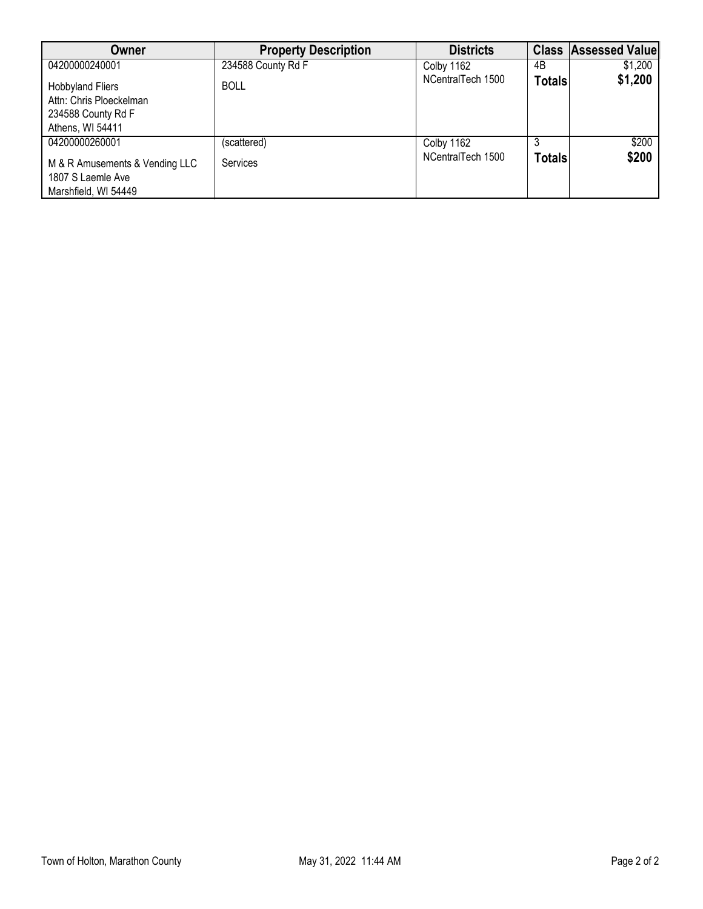| Owner | Property Description | Districts | Class | Assessed Value |
|---|---|---|---|---|
| 04200000240001<br>Hobbyland Fliers<br>Attn: Chris Ploeckelman<br>234588 County Rd F<br>Athens, WI 54411 | 234588 County Rd F<br>BOLL | Colby 1162<br>NCentralTech 1500 | 4B<br>**Totals** | $1,200<br>**$1,200** |
| 04200000260001<br>M & R Amusements & Vending LLC<br>1807 S Laemle Ave<br>Marshfield, WI 54449 | (scattered)<br>Services | Colby 1162<br>NCentralTech 1500 | 3<br>**Totals** | $200<br>**$200** |

Town of Holton, Marathon County | May 31, 2022 11:44 AM